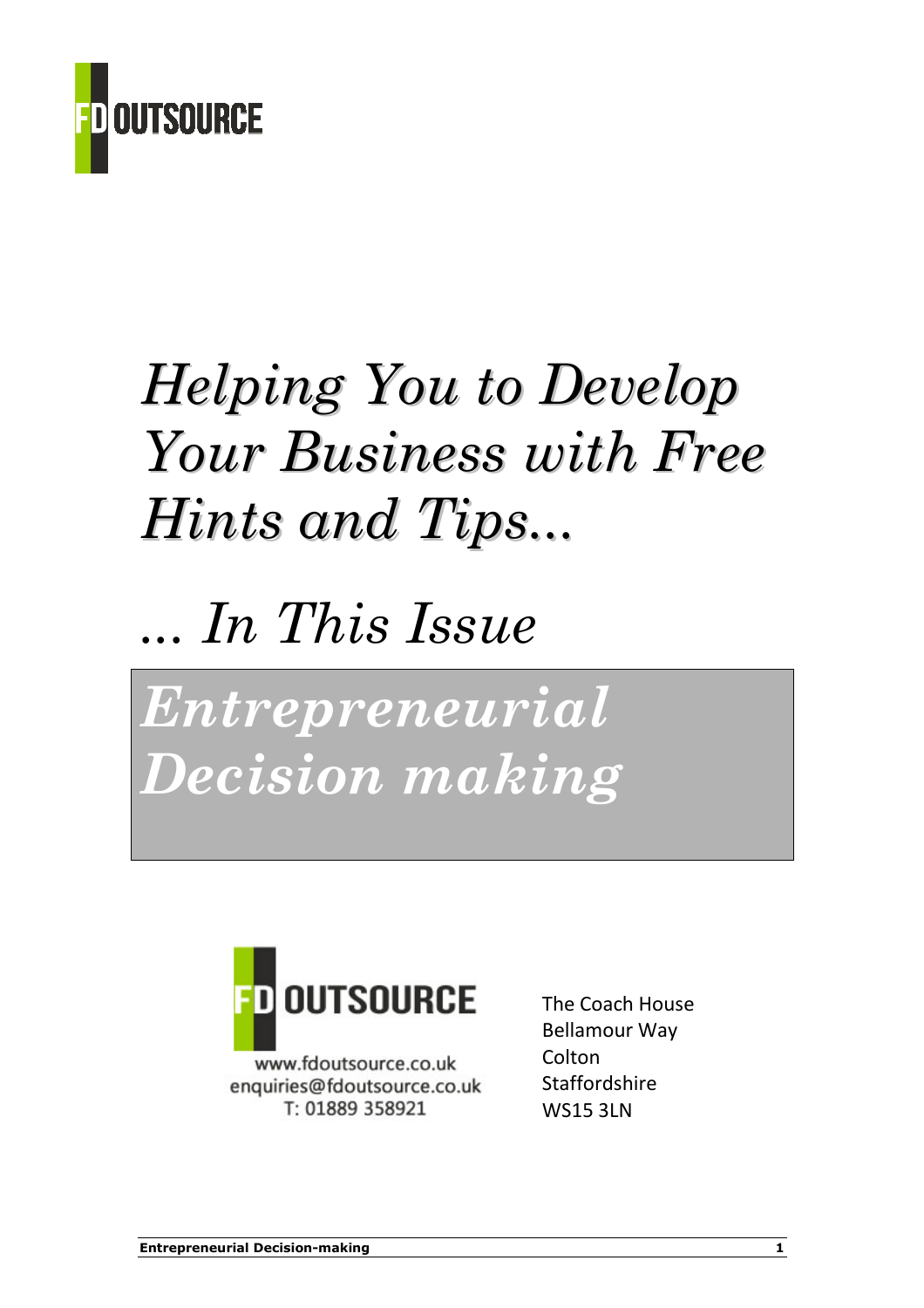FD OUTSOURCE

# *Helping You to Develop Your Business with Free Hints and Tips...*

## *... In This Issue*

# *Entrepreneurial Decision making*

FD OUTSOURCE

www.fdoutsource.co.uk
enquiries@fdoutsource.co.uk
T: 01889 358921

The Coach House
Bellamour Way
Colton
Staffordshire
WS15 3LN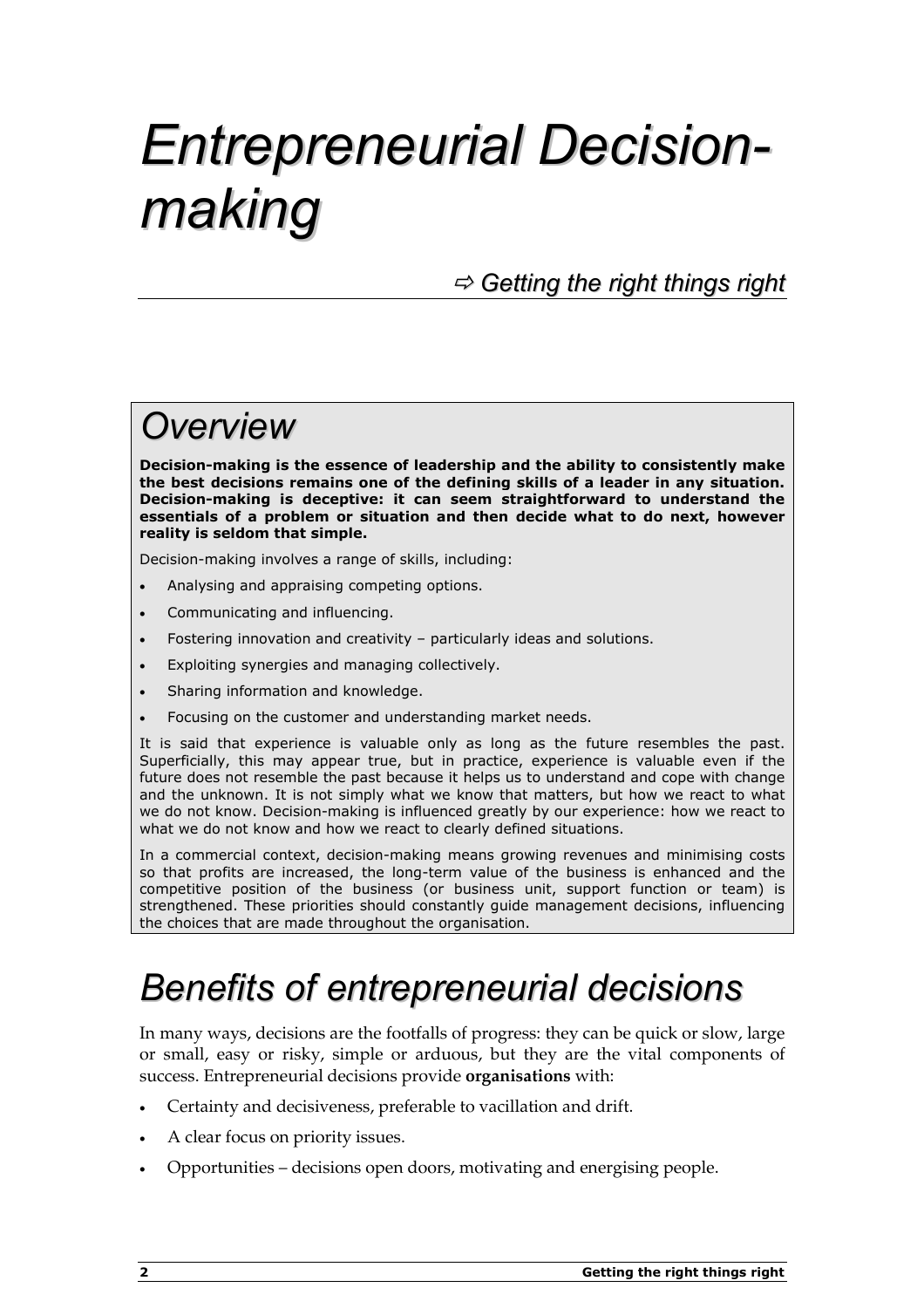# *Entrepreneurial Decision-making*

⇨ *Getting the right things right*

## *Overview*

**Decision-making is the essence of leadership and the ability to consistently make the best decisions remains one of the defining skills of a leader in any situation. Decision-making is deceptive: it can seem straightforward to understand the essentials of a problem or situation and then decide what to do next, however reality is seldom that simple.**

Decision-making involves a range of skills, including:

- Analysing and appraising competing options.
- Communicating and influencing.
- Fostering innovation and creativity – particularly ideas and solutions.
- Exploiting synergies and managing collectively.
- Sharing information and knowledge.
- Focusing on the customer and understanding market needs.

It is said that experience is valuable only as long as the future resembles the past. Superficially, this may appear true, but in practice, experience is valuable even if the future does not resemble the past because it helps us to understand and cope with change and the unknown. It is not simply what we know that matters, but how we react to what we do not know. Decision-making is influenced greatly by our experience: how we react to what we do not know and how we react to clearly defined situations.

In a commercial context, decision-making means growing revenues and minimising costs so that profits are increased, the long-term value of the business is enhanced and the competitive position of the business (or business unit, support function or team) is strengthened. These priorities should constantly guide management decisions, influencing the choices that are made throughout the organisation.

## *Benefits of entrepreneurial decisions*

In many ways, decisions are the footfalls of progress: they can be quick or slow, large or small, easy or risky, simple or arduous, but they are the vital components of success. Entrepreneurial decisions provide **organisations** with:

- Certainty and decisiveness, preferable to vacillation and drift.
- A clear focus on priority issues.
- Opportunities – decisions open doors, motivating and energising people.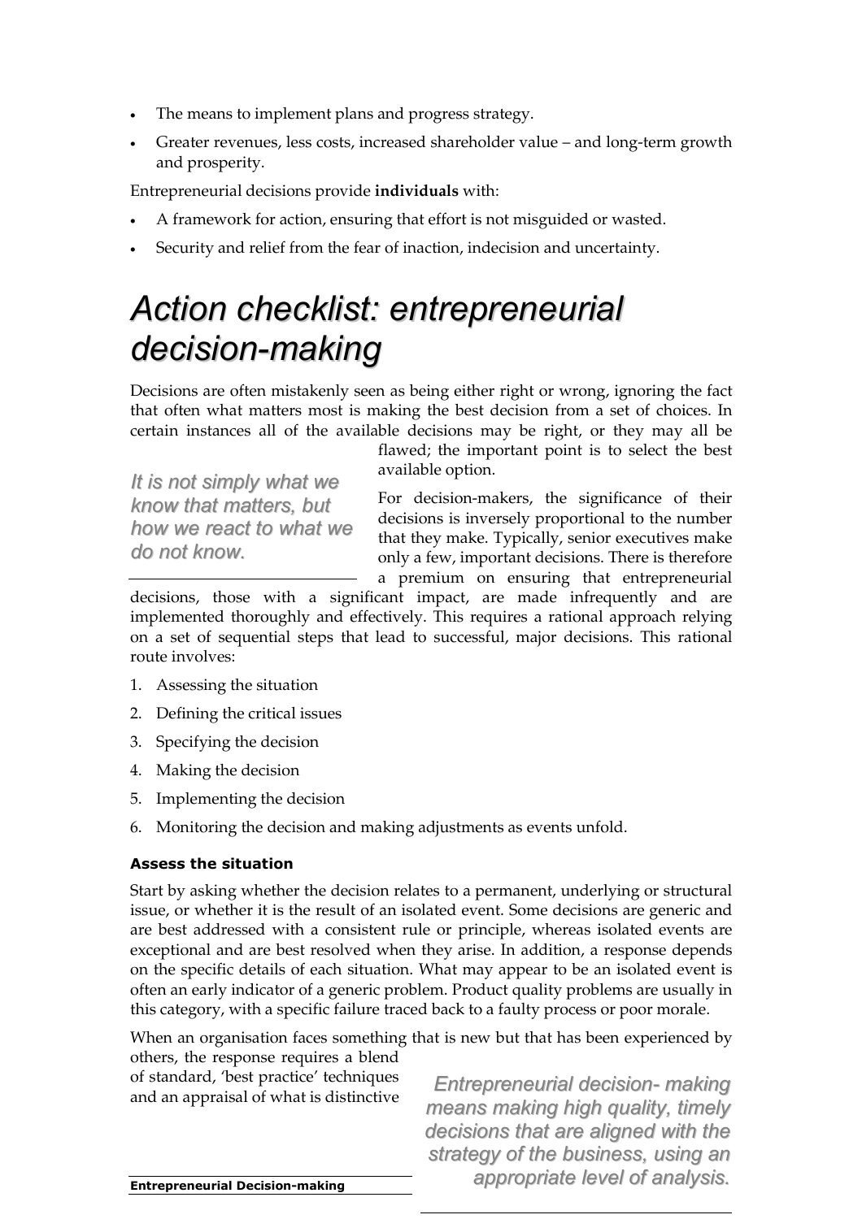- The means to implement plans and progress strategy.
- Greater revenues, less costs, increased shareholder value – and long-term growth and prosperity.

Entrepreneurial decisions provide **individuals** with:

- A framework for action, ensuring that effort is not misguided or wasted.
- Security and relief from the fear of inaction, indecision and uncertainty.

# *Action checklist: entrepreneurial decision-making*

Decisions are often mistakenly seen as being either right or wrong, ignoring the fact that often what matters most is making the best decision from a set of choices. In certain instances all of the available decisions may be right, or they may all be flawed; the important point is to select the best available option.

> *It is not simply what we know that matters, but how we react to what we do not know.*

For decision-makers, the significance of their decisions is inversely proportional to the number that they make. Typically, senior executives make only a few, important decisions. There is therefore a premium on ensuring that entrepreneurial decisions, those with a significant impact, are made infrequently and are implemented thoroughly and effectively. This requires a rational approach relying on a set of sequential steps that lead to successful, major decisions. This rational route involves:

1. Assessing the situation
2. Defining the critical issues
3. Specifying the decision
4. Making the decision
5. Implementing the decision
6. Monitoring the decision and making adjustments as events unfold.

### Assess the situation

Start by asking whether the decision relates to a permanent, underlying or structural issue, or whether it is the result of an isolated event. Some decisions are generic and are best addressed with a consistent rule or principle, whereas isolated events are exceptional and are best resolved when they arise. In addition, a response depends on the specific details of each situation. What may appear to be an isolated event is often an early indicator of a generic problem. Product quality problems are usually in this category, with a specific failure traced back to a faulty process or poor morale.

When an organisation faces something that is new but that has been experienced by others, the response requires a blend of standard, 'best practice' techniques and an appraisal of what is distinctive

> *Entrepreneurial decision- making means making high quality, timely decisions that are aligned with the strategy of the business, using an appropriate level of analysis.*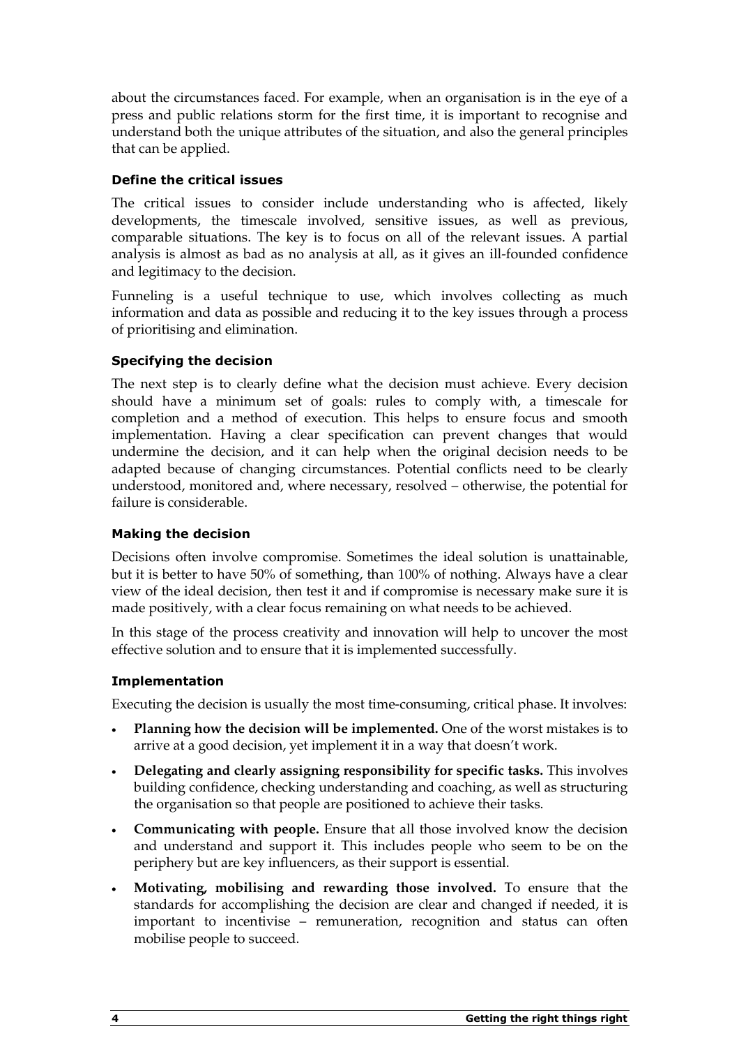about the circumstances faced. For example, when an organisation is in the eye of a press and public relations storm for the first time, it is important to recognise and understand both the unique attributes of the situation, and also the general principles that can be applied.

### Define the critical issues

The critical issues to consider include understanding who is affected, likely developments, the timescale involved, sensitive issues, as well as previous, comparable situations. The key is to focus on all of the relevant issues. A partial analysis is almost as bad as no analysis at all, as it gives an ill-founded confidence and legitimacy to the decision.

Funneling is a useful technique to use, which involves collecting as much information and data as possible and reducing it to the key issues through a process of prioritising and elimination.

### Specifying the decision

The next step is to clearly define what the decision must achieve. Every decision should have a minimum set of goals: rules to comply with, a timescale for completion and a method of execution. This helps to ensure focus and smooth implementation. Having a clear specification can prevent changes that would undermine the decision, and it can help when the original decision needs to be adapted because of changing circumstances. Potential conflicts need to be clearly understood, monitored and, where necessary, resolved – otherwise, the potential for failure is considerable.

### Making the decision

Decisions often involve compromise. Sometimes the ideal solution is unattainable, but it is better to have 50% of something, than 100% of nothing. Always have a clear view of the ideal decision, then test it and if compromise is necessary make sure it is made positively, with a clear focus remaining on what needs to be achieved.

In this stage of the process creativity and innovation will help to uncover the most effective solution and to ensure that it is implemented successfully.

### Implementation

Executing the decision is usually the most time-consuming, critical phase. It involves:

- **Planning how the decision will be implemented.** One of the worst mistakes is to arrive at a good decision, yet implement it in a way that doesn't work.
- **Delegating and clearly assigning responsibility for specific tasks.** This involves building confidence, checking understanding and coaching, as well as structuring the organisation so that people are positioned to achieve their tasks.
- **Communicating with people.** Ensure that all those involved know the decision and understand and support it. This includes people who seem to be on the periphery but are key influencers, as their support is essential.
- **Motivating, mobilising and rewarding those involved.** To ensure that the standards for accomplishing the decision are clear and changed if needed, it is important to incentivise – remuneration, recognition and status can often mobilise people to succeed.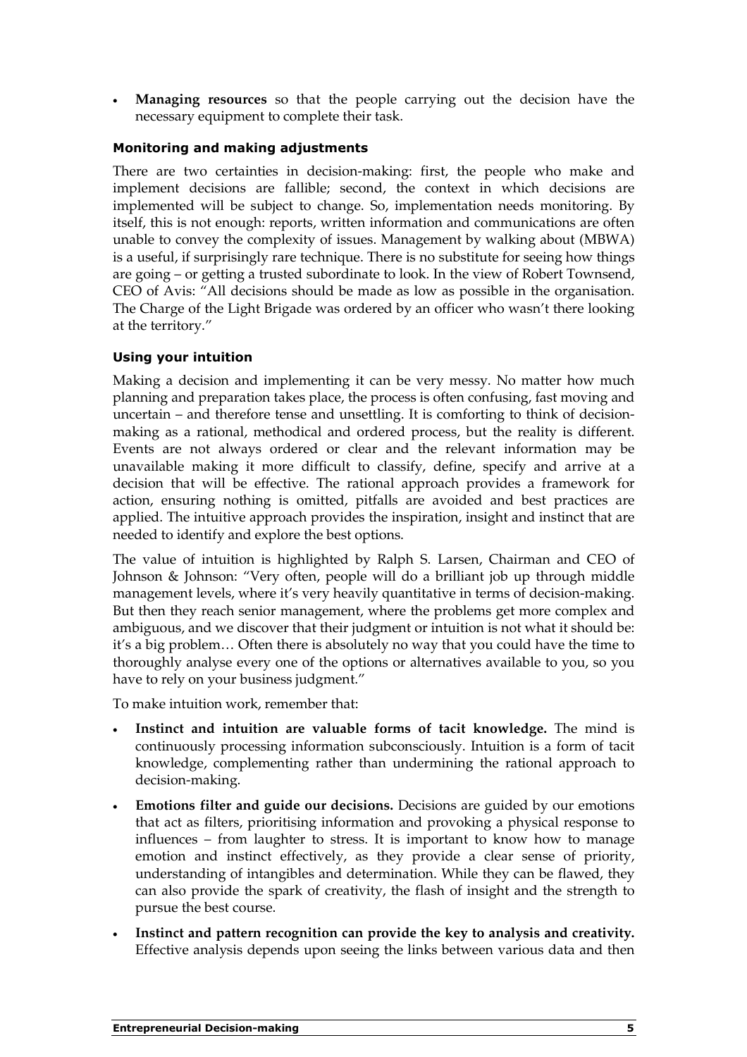- **Managing resources** so that the people carrying out the decision have the necessary equipment to complete their task.

### Monitoring and making adjustments

There are two certainties in decision-making: first, the people who make and implement decisions are fallible; second, the context in which decisions are implemented will be subject to change. So, implementation needs monitoring. By itself, this is not enough: reports, written information and communications are often unable to convey the complexity of issues. Management by walking about (MBWA) is a useful, if surprisingly rare technique. There is no substitute for seeing how things are going – or getting a trusted subordinate to look. In the view of Robert Townsend, CEO of Avis: "All decisions should be made as low as possible in the organisation. The Charge of the Light Brigade was ordered by an officer who wasn't there looking at the territory."

### Using your intuition

Making a decision and implementing it can be very messy. No matter how much planning and preparation takes place, the process is often confusing, fast moving and uncertain – and therefore tense and unsettling. It is comforting to think of decision-making as a rational, methodical and ordered process, but the reality is different. Events are not always ordered or clear and the relevant information may be unavailable making it more difficult to classify, define, specify and arrive at a decision that will be effective. The rational approach provides a framework for action, ensuring nothing is omitted, pitfalls are avoided and best practices are applied. The intuitive approach provides the inspiration, insight and instinct that are needed to identify and explore the best options.

The value of intuition is highlighted by Ralph S. Larsen, Chairman and CEO of Johnson & Johnson: "Very often, people will do a brilliant job up through middle management levels, where it's very heavily quantitative in terms of decision-making. But then they reach senior management, where the problems get more complex and ambiguous, and we discover that their judgment or intuition is not what it should be: it's a big problem… Often there is absolutely no way that you could have the time to thoroughly analyse every one of the options or alternatives available to you, so you have to rely on your business judgment."

To make intuition work, remember that:

- **Instinct and intuition are valuable forms of tacit knowledge.** The mind is continuously processing information subconsciously. Intuition is a form of tacit knowledge, complementing rather than undermining the rational approach to decision-making.
- **Emotions filter and guide our decisions.** Decisions are guided by our emotions that act as filters, prioritising information and provoking a physical response to influences – from laughter to stress. It is important to know how to manage emotion and instinct effectively, as they provide a clear sense of priority, understanding of intangibles and determination. While they can be flawed, they can also provide the spark of creativity, the flash of insight and the strength to pursue the best course.
- **Instinct and pattern recognition can provide the key to analysis and creativity.** Effective analysis depends upon seeing the links between various data and then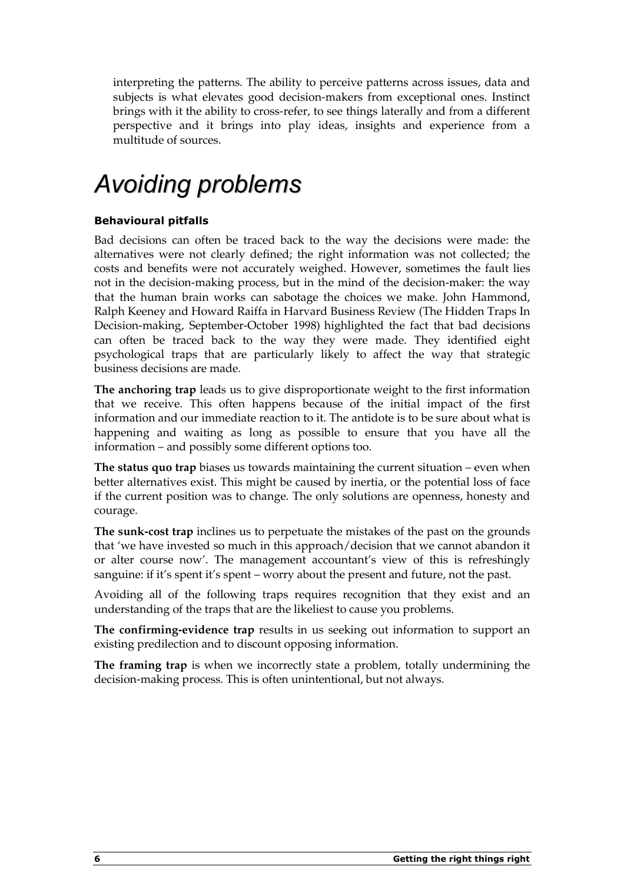interpreting the patterns. The ability to perceive patterns across issues, data and subjects is what elevates good decision-makers from exceptional ones. Instinct brings with it the ability to cross-refer, to see things laterally and from a different perspective and it brings into play ideas, insights and experience from a multitude of sources.

# *Avoiding problems*

**Behavioural pitfalls**

Bad decisions can often be traced back to the way the decisions were made: the alternatives were not clearly defined; the right information was not collected; the costs and benefits were not accurately weighed. However, sometimes the fault lies not in the decision-making process, but in the mind of the decision-maker: the way that the human brain works can sabotage the choices we make. John Hammond, Ralph Keeney and Howard Raiffa in Harvard Business Review (The Hidden Traps In Decision-making, September-October 1998) highlighted the fact that bad decisions can often be traced back to the way they were made. They identified eight psychological traps that are particularly likely to affect the way that strategic business decisions are made.

**The anchoring trap** leads us to give disproportionate weight to the first information that we receive. This often happens because of the initial impact of the first information and our immediate reaction to it. The antidote is to be sure about what is happening and waiting as long as possible to ensure that you have all the information – and possibly some different options too.

**The status quo trap** biases us towards maintaining the current situation – even when better alternatives exist. This might be caused by inertia, or the potential loss of face if the current position was to change. The only solutions are openness, honesty and courage.

**The sunk-cost trap** inclines us to perpetuate the mistakes of the past on the grounds that 'we have invested so much in this approach/decision that we cannot abandon it or alter course now'. The management accountant's view of this is refreshingly sanguine: if it's spent it's spent – worry about the present and future, not the past.

Avoiding all of the following traps requires recognition that they exist and an understanding of the traps that are the likeliest to cause you problems.

**The confirming-evidence trap** results in us seeking out information to support an existing predilection and to discount opposing information.

**The framing trap** is when we incorrectly state a problem, totally undermining the decision-making process. This is often unintentional, but not always.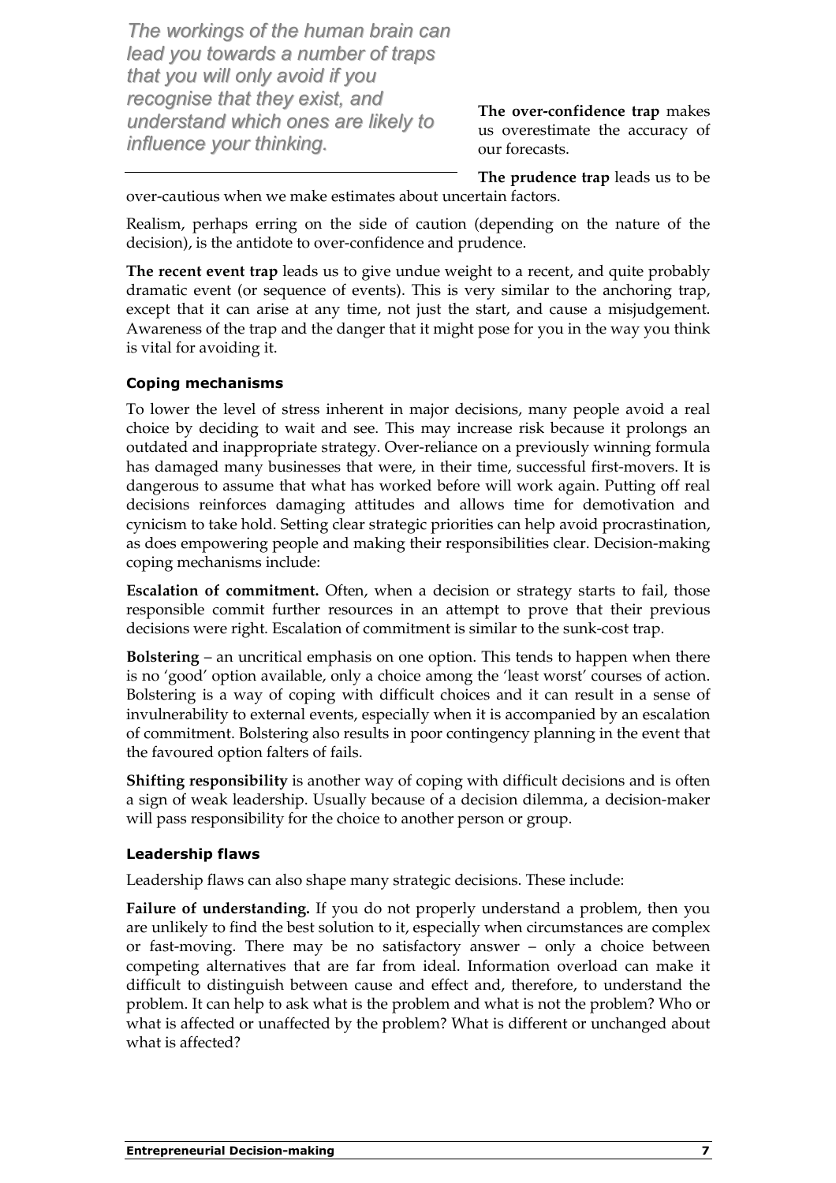*The workings of the human brain can lead you towards a number of traps that you will only avoid if you recognise that they exist, and understand which ones are likely to influence your thinking.*

**The over-confidence trap** makes us overestimate the accuracy of our forecasts.

**The prudence trap** leads us to be over-cautious when we make estimates about uncertain factors.

Realism, perhaps erring on the side of caution (depending on the nature of the decision), is the antidote to over-confidence and prudence.

**The recent event trap** leads us to give undue weight to a recent, and quite probably dramatic event (or sequence of events). This is very similar to the anchoring trap, except that it can arise at any time, not just the start, and cause a misjudgement. Awareness of the trap and the danger that it might pose for you in the way you think is vital for avoiding it.

### Coping mechanisms

To lower the level of stress inherent in major decisions, many people avoid a real choice by deciding to wait and see. This may increase risk because it prolongs an outdated and inappropriate strategy. Over-reliance on a previously winning formula has damaged many businesses that were, in their time, successful first-movers. It is dangerous to assume that what has worked before will work again. Putting off real decisions reinforces damaging attitudes and allows time for demotivation and cynicism to take hold. Setting clear strategic priorities can help avoid procrastination, as does empowering people and making their responsibilities clear. Decision-making coping mechanisms include:

**Escalation of commitment.** Often, when a decision or strategy starts to fail, those responsible commit further resources in an attempt to prove that their previous decisions were right. Escalation of commitment is similar to the sunk-cost trap.

**Bolstering** – an uncritical emphasis on one option. This tends to happen when there is no 'good' option available, only a choice among the 'least worst' courses of action. Bolstering is a way of coping with difficult choices and it can result in a sense of invulnerability to external events, especially when it is accompanied by an escalation of commitment. Bolstering also results in poor contingency planning in the event that the favoured option falters of fails.

**Shifting responsibility** is another way of coping with difficult decisions and is often a sign of weak leadership. Usually because of a decision dilemma, a decision-maker will pass responsibility for the choice to another person or group.

### Leadership flaws

Leadership flaws can also shape many strategic decisions. These include:

**Failure of understanding.** If you do not properly understand a problem, then you are unlikely to find the best solution to it, especially when circumstances are complex or fast-moving. There may be no satisfactory answer – only a choice between competing alternatives that are far from ideal. Information overload can make it difficult to distinguish between cause and effect and, therefore, to understand the problem. It can help to ask what is the problem and what is not the problem? Who or what is affected or unaffected by the problem? What is different or unchanged about what is affected?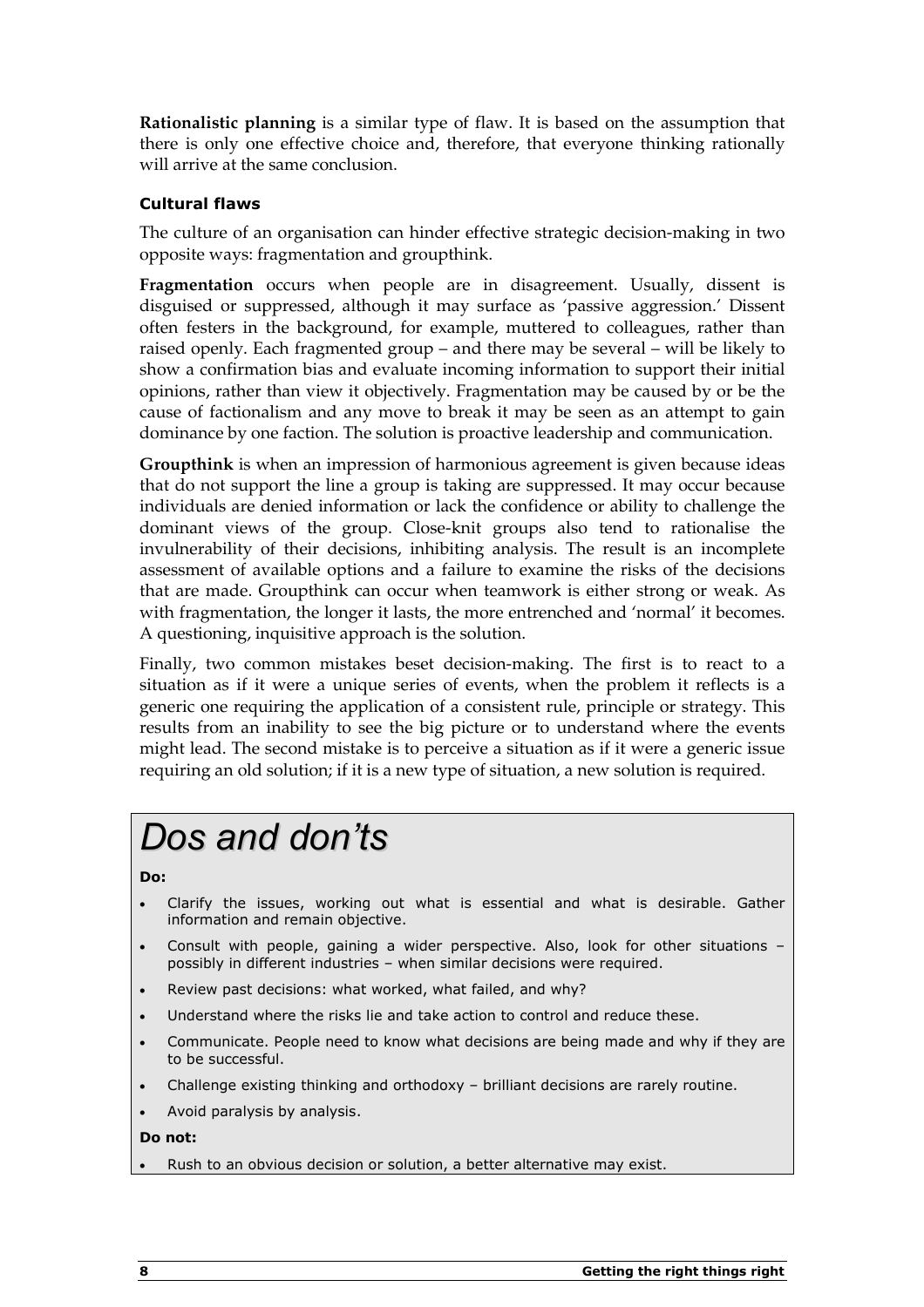**Rationalistic planning** is a similar type of flaw. It is based on the assumption that there is only one effective choice and, therefore, that everyone thinking rationally will arrive at the same conclusion.

### Cultural flaws

The culture of an organisation can hinder effective strategic decision-making in two opposite ways: fragmentation and groupthink.

**Fragmentation** occurs when people are in disagreement. Usually, dissent is disguised or suppressed, although it may surface as 'passive aggression.' Dissent often festers in the background, for example, muttered to colleagues, rather than raised openly. Each fragmented group – and there may be several – will be likely to show a confirmation bias and evaluate incoming information to support their initial opinions, rather than view it objectively. Fragmentation may be caused by or be the cause of factionalism and any move to break it may be seen as an attempt to gain dominance by one faction. The solution is proactive leadership and communication.

**Groupthink** is when an impression of harmonious agreement is given because ideas that do not support the line a group is taking are suppressed. It may occur because individuals are denied information or lack the confidence or ability to challenge the dominant views of the group. Close-knit groups also tend to rationalise the invulnerability of their decisions, inhibiting analysis. The result is an incomplete assessment of available options and a failure to examine the risks of the decisions that are made. Groupthink can occur when teamwork is either strong or weak. As with fragmentation, the longer it lasts, the more entrenched and 'normal' it becomes. A questioning, inquisitive approach is the solution.

Finally, two common mistakes beset decision-making. The first is to react to a situation as if it were a unique series of events, when the problem it reflects is a generic one requiring the application of a consistent rule, principle or strategy. This results from an inability to see the big picture or to understand where the events might lead. The second mistake is to perceive a situation as if it were a generic issue requiring an old solution; if it is a new type of situation, a new solution is required.

## *Dos and don'ts*

**Do:**

- Clarify the issues, working out what is essential and what is desirable. Gather information and remain objective.
- Consult with people, gaining a wider perspective. Also, look for other situations – possibly in different industries – when similar decisions were required.
- Review past decisions: what worked, what failed, and why?
- Understand where the risks lie and take action to control and reduce these.
- Communicate. People need to know what decisions are being made and why if they are to be successful.
- Challenge existing thinking and orthodoxy – brilliant decisions are rarely routine.
- Avoid paralysis by analysis.

**Do not:**

- Rush to an obvious decision or solution, a better alternative may exist.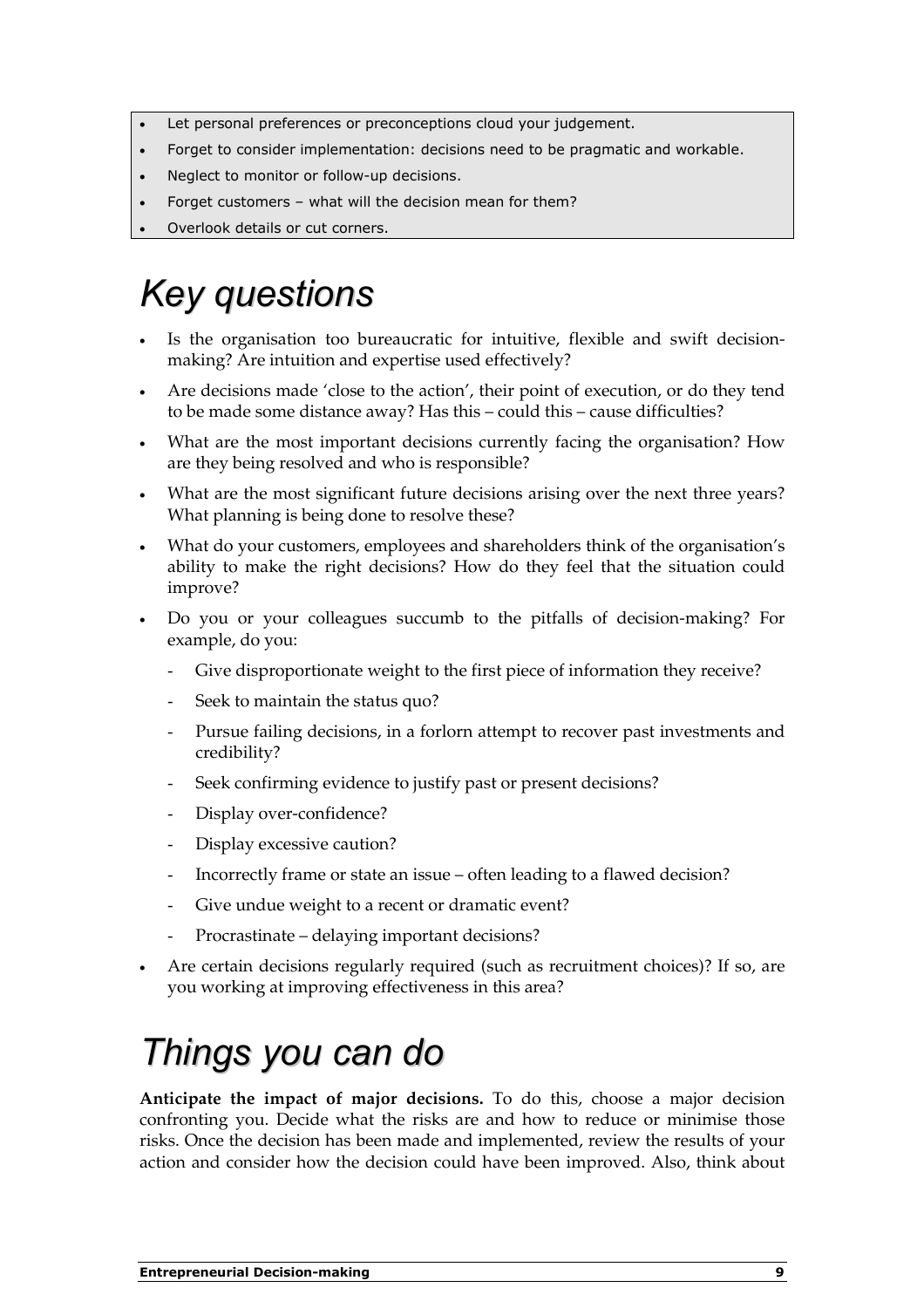- Let personal preferences or preconceptions cloud your judgement.
- Forget to consider implementation: decisions need to be pragmatic and workable.
- Neglect to monitor or follow-up decisions.
- Forget customers – what will the decision mean for them?
- Overlook details or cut corners.

# Key questions

- Is the organisation too bureaucratic for intuitive, flexible and swift decision-making? Are intuition and expertise used effectively?
- Are decisions made 'close to the action', their point of execution, or do they tend to be made some distance away? Has this – could this – cause difficulties?
- What are the most important decisions currently facing the organisation? How are they being resolved and who is responsible?
- What are the most significant future decisions arising over the next three years? What planning is being done to resolve these?
- What do your customers, employees and shareholders think of the organisation's ability to make the right decisions? How do they feel that the situation could improve?
- Do you or your colleagues succumb to the pitfalls of decision-making? For example, do you:
  - Give disproportionate weight to the first piece of information they receive?
  - Seek to maintain the status quo?
  - Pursue failing decisions, in a forlorn attempt to recover past investments and credibility?
  - Seek confirming evidence to justify past or present decisions?
  - Display over-confidence?
  - Display excessive caution?
  - Incorrectly frame or state an issue – often leading to a flawed decision?
  - Give undue weight to a recent or dramatic event?
  - Procrastinate – delaying important decisions?
- Are certain decisions regularly required (such as recruitment choices)? If so, are you working at improving effectiveness in this area?

# Things you can do

**Anticipate the impact of major decisions.** To do this, choose a major decision confronting you. Decide what the risks are and how to reduce or minimise those risks. Once the decision has been made and implemented, review the results of your action and consider how the decision could have been improved. Also, think about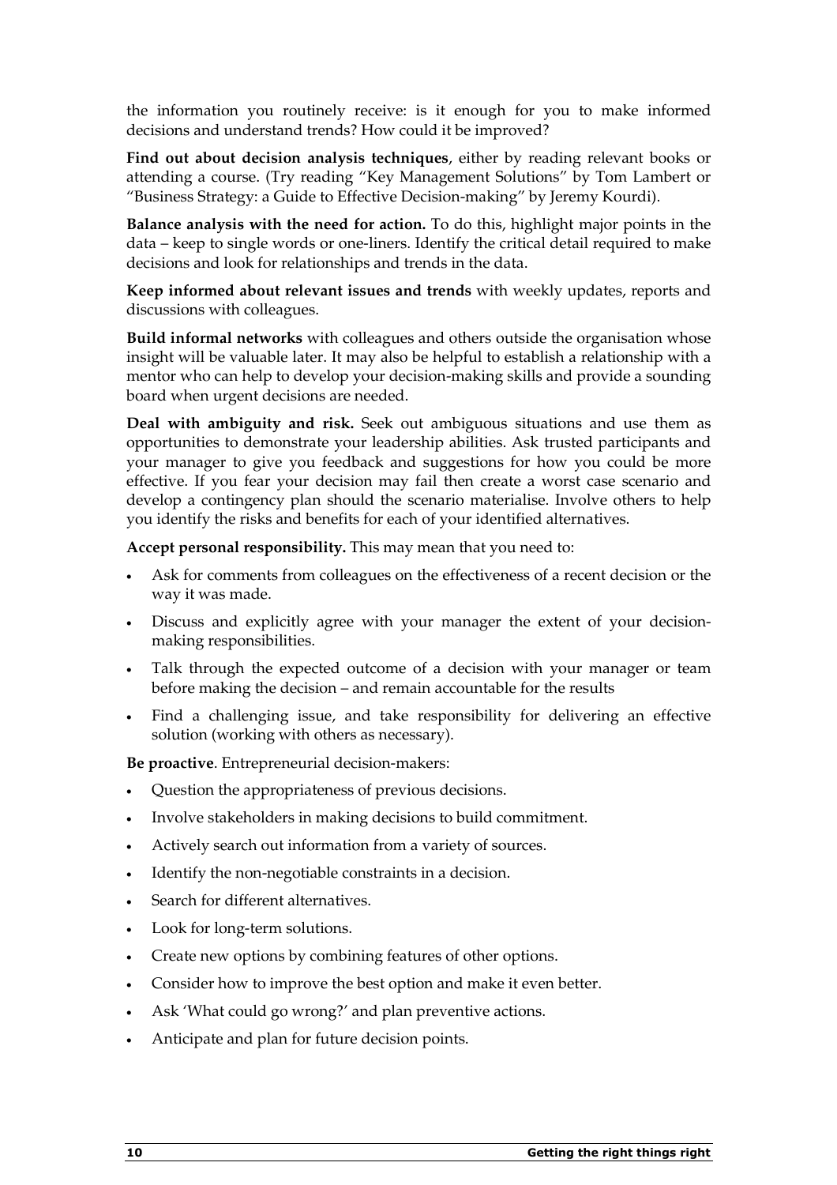the information you routinely receive: is it enough for you to make informed decisions and understand trends? How could it be improved?

**Find out about decision analysis techniques**, either by reading relevant books or attending a course. (Try reading "Key Management Solutions" by Tom Lambert or "Business Strategy: a Guide to Effective Decision-making" by Jeremy Kourdi).

**Balance analysis with the need for action.** To do this, highlight major points in the data – keep to single words or one-liners. Identify the critical detail required to make decisions and look for relationships and trends in the data.

**Keep informed about relevant issues and trends** with weekly updates, reports and discussions with colleagues.

**Build informal networks** with colleagues and others outside the organisation whose insight will be valuable later. It may also be helpful to establish a relationship with a mentor who can help to develop your decision-making skills and provide a sounding board when urgent decisions are needed.

**Deal with ambiguity and risk.** Seek out ambiguous situations and use them as opportunities to demonstrate your leadership abilities. Ask trusted participants and your manager to give you feedback and suggestions for how you could be more effective. If you fear your decision may fail then create a worst case scenario and develop a contingency plan should the scenario materialise. Involve others to help you identify the risks and benefits for each of your identified alternatives.

**Accept personal responsibility.** This may mean that you need to:

- Ask for comments from colleagues on the effectiveness of a recent decision or the way it was made.
- Discuss and explicitly agree with your manager the extent of your decision-making responsibilities.
- Talk through the expected outcome of a decision with your manager or team before making the decision – and remain accountable for the results
- Find a challenging issue, and take responsibility for delivering an effective solution (working with others as necessary).

**Be proactive**. Entrepreneurial decision-makers:

- Question the appropriateness of previous decisions.
- Involve stakeholders in making decisions to build commitment.
- Actively search out information from a variety of sources.
- Identify the non-negotiable constraints in a decision.
- Search for different alternatives.
- Look for long-term solutions.
- Create new options by combining features of other options.
- Consider how to improve the best option and make it even better.
- Ask 'What could go wrong?' and plan preventive actions.
- Anticipate and plan for future decision points.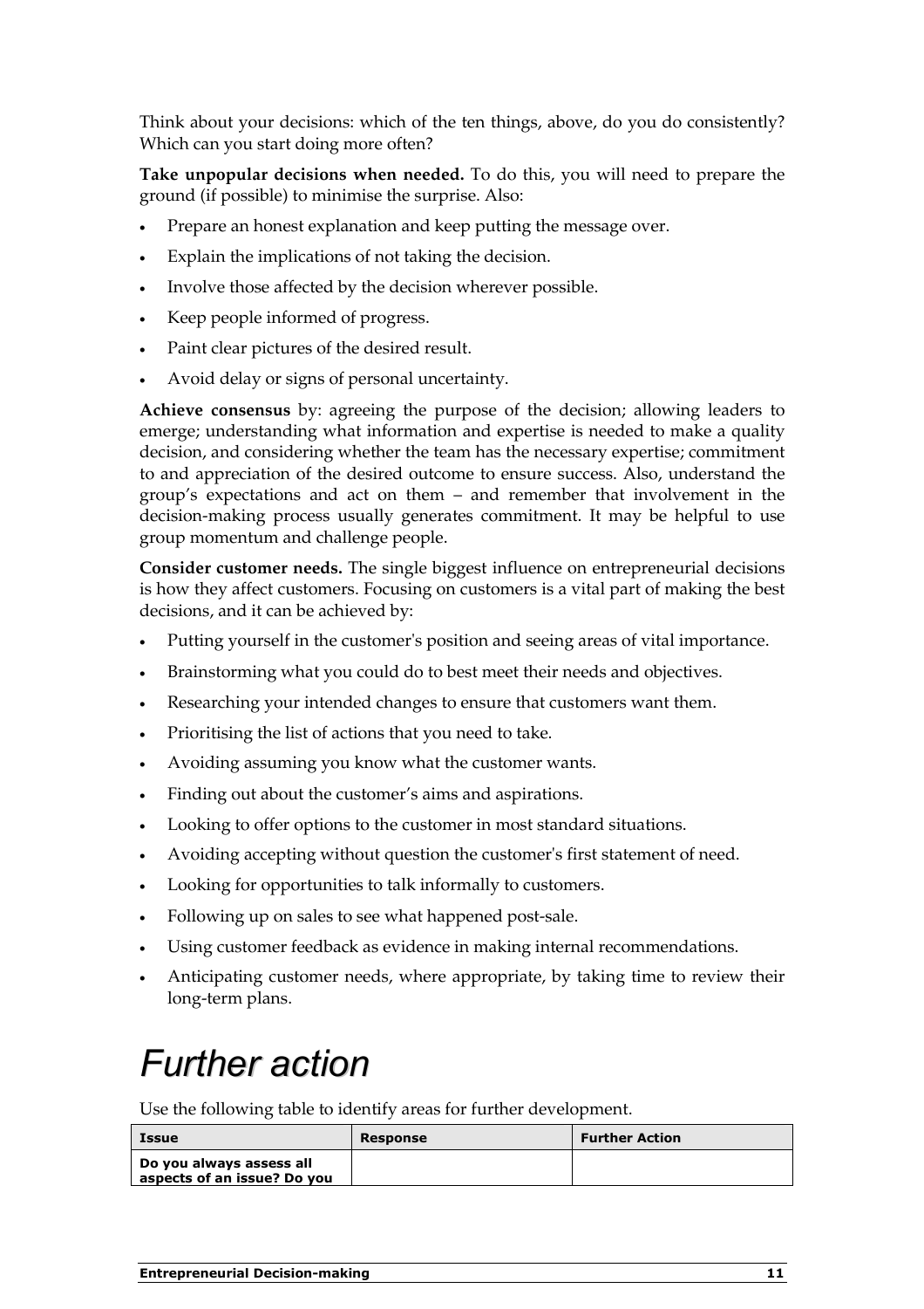Think about your decisions: which of the ten things, above, do you do consistently? Which can you start doing more often?

**Take unpopular decisions when needed.** To do this, you will need to prepare the ground (if possible) to minimise the surprise. Also:

- Prepare an honest explanation and keep putting the message over.
- Explain the implications of not taking the decision.
- Involve those affected by the decision wherever possible.
- Keep people informed of progress.
- Paint clear pictures of the desired result.
- Avoid delay or signs of personal uncertainty.

**Achieve consensus** by: agreeing the purpose of the decision; allowing leaders to emerge; understanding what information and expertise is needed to make a quality decision, and considering whether the team has the necessary expertise; commitment to and appreciation of the desired outcome to ensure success. Also, understand the group's expectations and act on them – and remember that involvement in the decision-making process usually generates commitment. It may be helpful to use group momentum and challenge people.

**Consider customer needs.** The single biggest influence on entrepreneurial decisions is how they affect customers. Focusing on customers is a vital part of making the best decisions, and it can be achieved by:

- Putting yourself in the customer's position and seeing areas of vital importance.
- Brainstorming what you could do to best meet their needs and objectives.
- Researching your intended changes to ensure that customers want them.
- Prioritising the list of actions that you need to take.
- Avoiding assuming you know what the customer wants.
- Finding out about the customer's aims and aspirations.
- Looking to offer options to the customer in most standard situations.
- Avoiding accepting without question the customer's first statement of need.
- Looking for opportunities to talk informally to customers.
- Following up on sales to see what happened post-sale.
- Using customer feedback as evidence in making internal recommendations.
- Anticipating customer needs, where appropriate, by taking time to review their long-term plans.

# *Further action*

Use the following table to identify areas for further development.

| Issue | Response | Further Action |
|---|---|---|
| **Do you always assess all aspects of an issue? Do you** | | |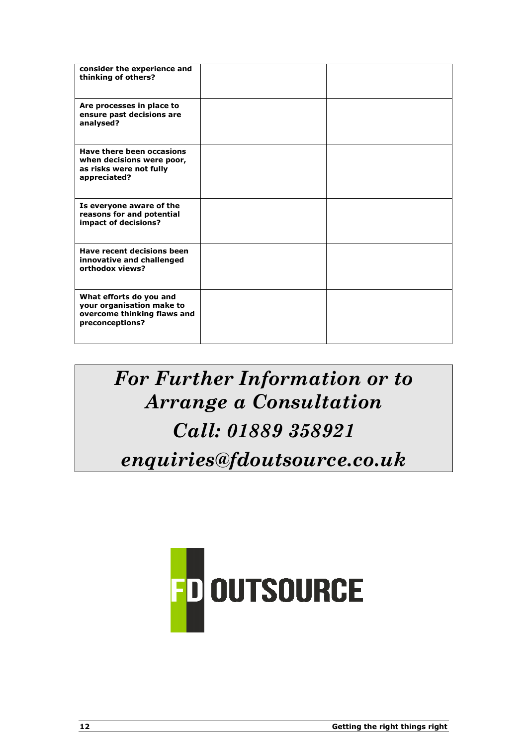| | | |
|---|---|---|
| **consider the experience and thinking of others?** | | |
| **Are processes in place to ensure past decisions are analysed?** | | |
| **Have there been occasions when decisions were poor, as risks were not fully appreciated?** | | |
| **Is everyone aware of the reasons for and potential impact of decisions?** | | |
| **Have recent decisions been innovative and challenged orthodox views?** | | |
| **What efforts do you and your organisation make to overcome thinking flaws and preconceptions?** | | |

***For Further Information or to Arrange a Consultation***

***Call: 01889 358921***

***enquiries@fdoutsource.co.uk***

FD OUTSOURCE